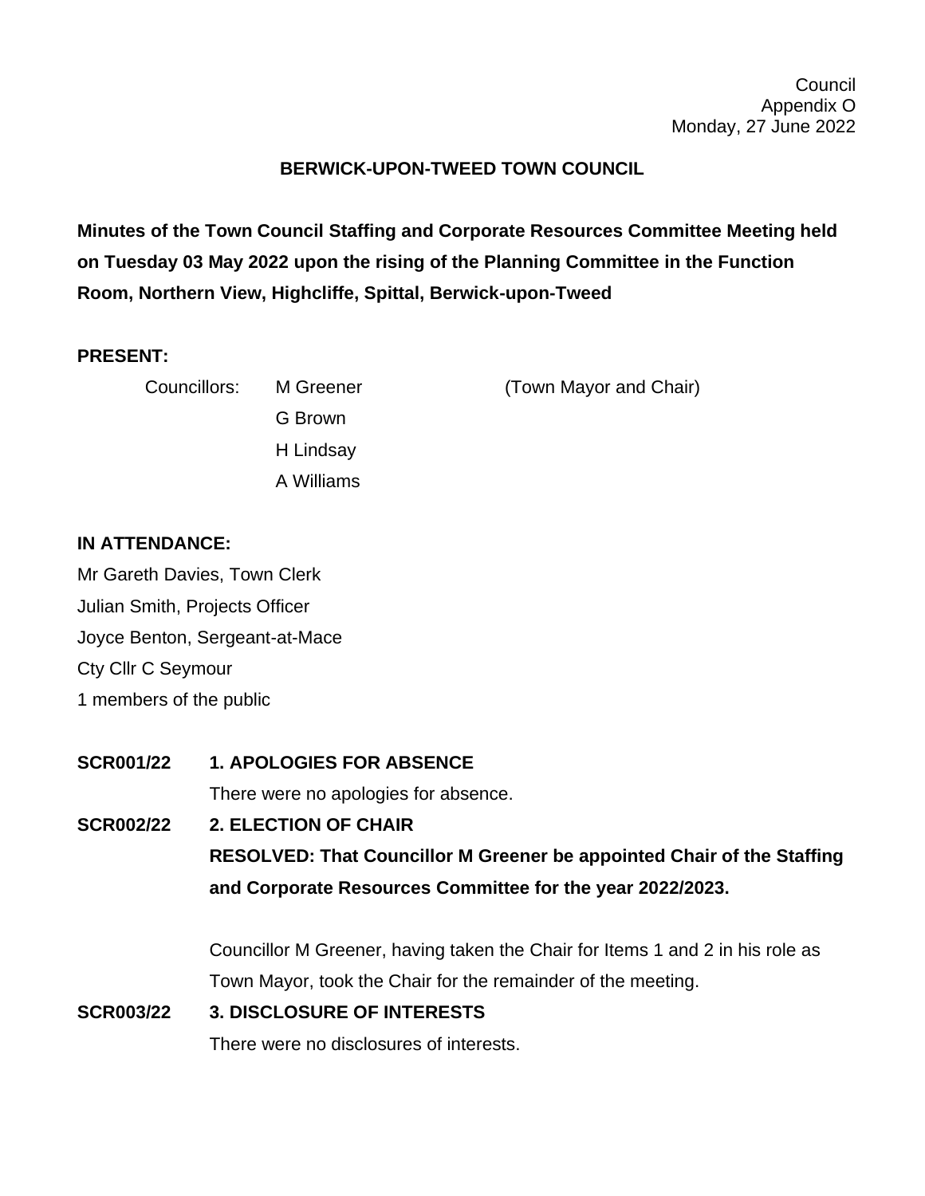Council
Appendix O
Monday, 27 June 2022

# BERWICK-UPON-TWEED TOWN COUNCIL

**Minutes of the Town Council Staffing and Corporate Resources Committee Meeting held on Tuesday 03 May 2022 upon the rising of the Planning Committee in the Function Room, Northern View, Highcliffe, Spittal, Berwick-upon-Tweed**

**PRESENT:**

Councillors: M Greener (Town Mayor and Chair)
G Brown
H Lindsay
A Williams

**IN ATTENDANCE:**

Mr Gareth Davies, Town Clerk
Julian Smith, Projects Officer
Joyce Benton, Sergeant-at-Mace
Cty Cllr C Seymour
1 members of the public

**SCR001/22 1. APOLOGIES FOR ABSENCE**

There were no apologies for absence.

**SCR002/22 2. ELECTION OF CHAIR**

**RESOLVED: That Councillor M Greener be appointed Chair of the Staffing and Corporate Resources Committee for the year 2022/2023.**

Councillor M Greener, having taken the Chair for Items 1 and 2 in his role as Town Mayor, took the Chair for the remainder of the meeting.

**SCR003/22 3. DISCLOSURE OF INTERESTS**

There were no disclosures of interests.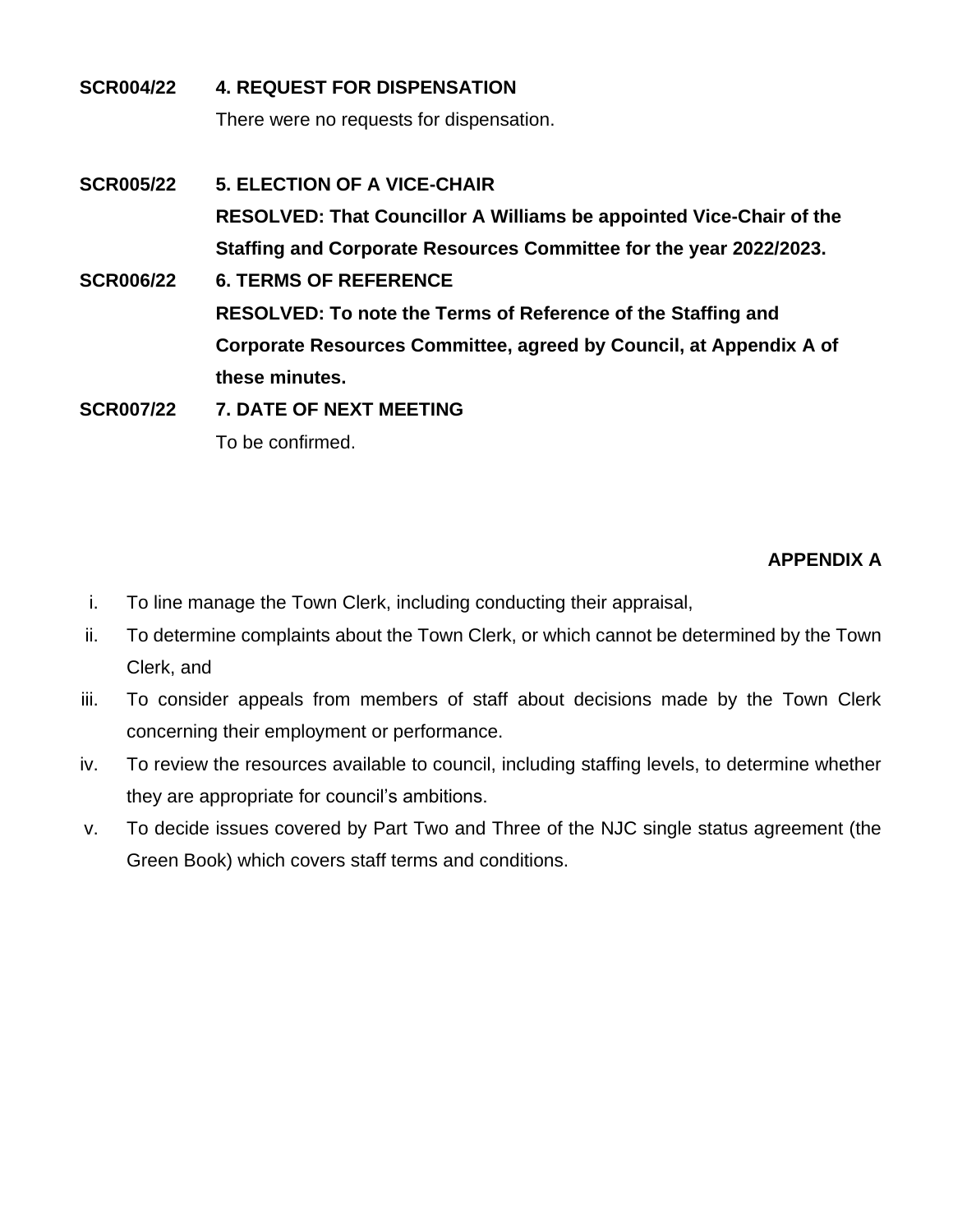**SCR004/22** **4. REQUEST FOR DISPENSATION**

There were no requests for dispensation.

**SCR005/22** **5. ELECTION OF A VICE-CHAIR**

**RESOLVED: That Councillor A Williams be appointed Vice-Chair of the Staffing and Corporate Resources Committee for the year 2022/2023.**

**SCR006/22** **6. TERMS OF REFERENCE**

**RESOLVED: To note the Terms of Reference of the Staffing and Corporate Resources Committee, agreed by Council, at Appendix A of these minutes.**

**SCR007/22** **7. DATE OF NEXT MEETING**

To be confirmed.

**APPENDIX A**

i. To line manage the Town Clerk, including conducting their appraisal,

ii. To determine complaints about the Town Clerk, or which cannot be determined by the Town Clerk, and

iii. To consider appeals from members of staff about decisions made by the Town Clerk concerning their employment or performance.

iv. To review the resources available to council, including staffing levels, to determine whether they are appropriate for council's ambitions.

v. To decide issues covered by Part Two and Three of the NJC single status agreement (the Green Book) which covers staff terms and conditions.